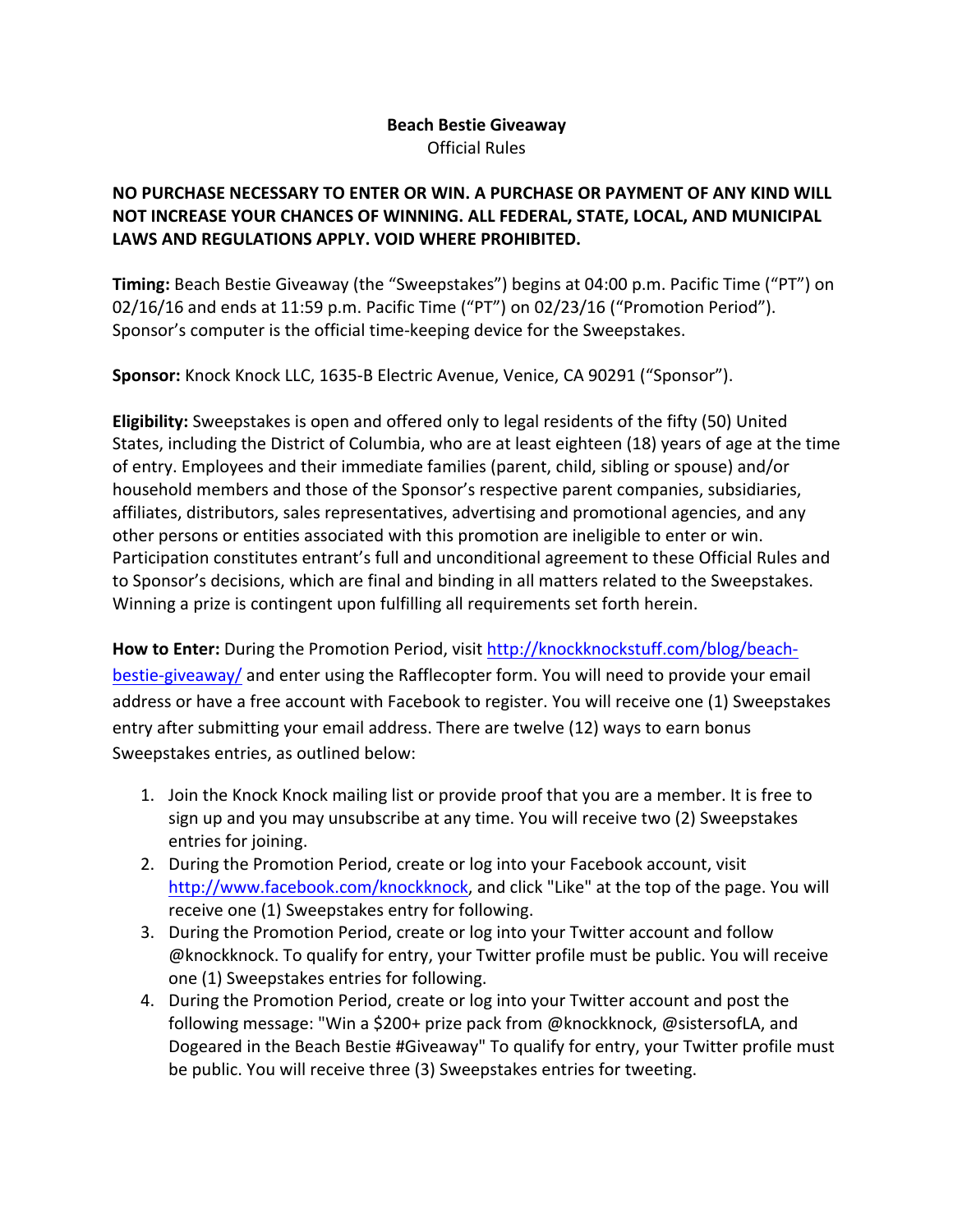# Beach Bestie Giveaway

Official Rules

**NO PURCHASE NECESSARY TO ENTER OR WIN. A PURCHASE OR PAYMENT OF ANY KIND WILL NOT INCREASE YOUR CHANCES OF WINNING. ALL FEDERAL, STATE, LOCAL, AND MUNICIPAL LAWS AND REGULATIONS APPLY. VOID WHERE PROHIBITED.**

**Timing:** Beach Bestie Giveaway (the "Sweepstakes") begins at 04:00 p.m. Pacific Time ("PT") on 02/16/16 and ends at 11:59 p.m. Pacific Time ("PT") on 02/23/16 ("Promotion Period"). Sponsor's computer is the official time-keeping device for the Sweepstakes.

**Sponsor:** Knock Knock LLC, 1635-B Electric Avenue, Venice, CA 90291 ("Sponsor").

**Eligibility:** Sweepstakes is open and offered only to legal residents of the fifty (50) United States, including the District of Columbia, who are at least eighteen (18) years of age at the time of entry. Employees and their immediate families (parent, child, sibling or spouse) and/or household members and those of the Sponsor's respective parent companies, subsidiaries, affiliates, distributors, sales representatives, advertising and promotional agencies, and any other persons or entities associated with this promotion are ineligible to enter or win. Participation constitutes entrant's full and unconditional agreement to these Official Rules and to Sponsor's decisions, which are final and binding in all matters related to the Sweepstakes. Winning a prize is contingent upon fulfilling all requirements set forth herein.

**How to Enter:** During the Promotion Period, visit [http://knockknockstuff.com/blog/beach-bestie-giveaway/](http://knockknockstuff.com/blog/beach-bestie-giveaway/) and enter using the Rafflecopter form. You will need to provide your email address or have a free account with Facebook to register. You will receive one (1) Sweepstakes entry after submitting your email address. There are twelve (12) ways to earn bonus Sweepstakes entries, as outlined below:

1. Join the Knock Knock mailing list or provide proof that you are a member. It is free to sign up and you may unsubscribe at any time. You will receive two (2) Sweepstakes entries for joining.
2. During the Promotion Period, create or log into your Facebook account, visit [http://www.facebook.com/knockknock](http://www.facebook.com/knockknock), and click "Like" at the top of the page. You will receive one (1) Sweepstakes entry for following.
3. During the Promotion Period, create or log into your Twitter account and follow @knockknock. To qualify for entry, your Twitter profile must be public. You will receive one (1) Sweepstakes entries for following.
4. During the Promotion Period, create or log into your Twitter account and post the following message: "Win a $200+ prize pack from @knockknock, @sistersofLA, and Dogeared in the Beach Bestie #Giveaway" To qualify for entry, your Twitter profile must be public. You will receive three (3) Sweepstakes entries for tweeting.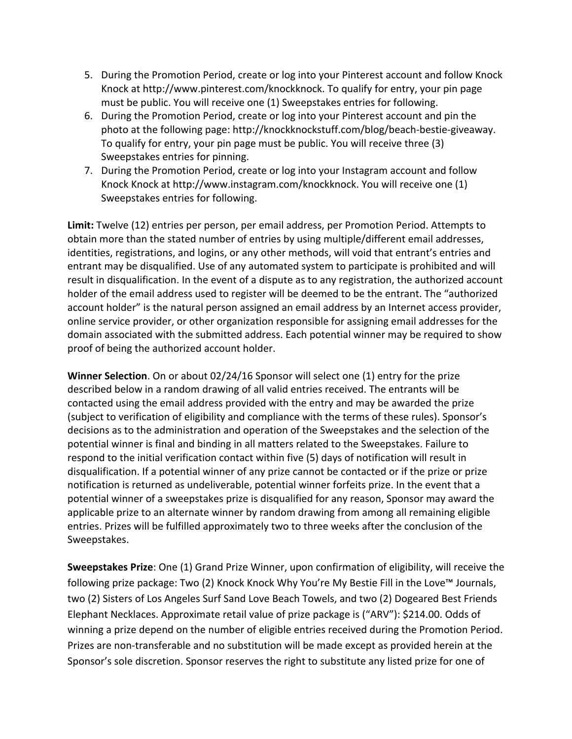5. During the Promotion Period, create or log into your Pinterest account and follow Knock Knock at http://www.pinterest.com/knockknock. To qualify for entry, your pin page must be public. You will receive one (1) Sweepstakes entries for following.
6. During the Promotion Period, create or log into your Pinterest account and pin the photo at the following page: http://knockknockstuff.com/blog/beach-bestie-giveaway. To qualify for entry, your pin page must be public. You will receive three (3) Sweepstakes entries for pinning.
7. During the Promotion Period, create or log into your Instagram account and follow Knock Knock at http://www.instagram.com/knockknock. You will receive one (1) Sweepstakes entries for following.

**Limit:** Twelve (12) entries per person, per email address, per Promotion Period. Attempts to obtain more than the stated number of entries by using multiple/different email addresses, identities, registrations, and logins, or any other methods, will void that entrant's entries and entrant may be disqualified. Use of any automated system to participate is prohibited and will result in disqualification. In the event of a dispute as to any registration, the authorized account holder of the email address used to register will be deemed to be the entrant. The "authorized account holder" is the natural person assigned an email address by an Internet access provider, online service provider, or other organization responsible for assigning email addresses for the domain associated with the submitted address. Each potential winner may be required to show proof of being the authorized account holder.

**Winner Selection**. On or about 02/24/16 Sponsor will select one (1) entry for the prize described below in a random drawing of all valid entries received. The entrants will be contacted using the email address provided with the entry and may be awarded the prize (subject to verification of eligibility and compliance with the terms of these rules). Sponsor's decisions as to the administration and operation of the Sweepstakes and the selection of the potential winner is final and binding in all matters related to the Sweepstakes. Failure to respond to the initial verification contact within five (5) days of notification will result in disqualification. If a potential winner of any prize cannot be contacted or if the prize or prize notification is returned as undeliverable, potential winner forfeits prize. In the event that a potential winner of a sweepstakes prize is disqualified for any reason, Sponsor may award the applicable prize to an alternate winner by random drawing from among all remaining eligible entries. Prizes will be fulfilled approximately two to three weeks after the conclusion of the Sweepstakes.

**Sweepstakes Prize**: One (1) Grand Prize Winner, upon confirmation of eligibility, will receive the following prize package: Two (2) Knock Knock Why You're My Bestie Fill in the Love™ Journals, two (2) Sisters of Los Angeles Surf Sand Love Beach Towels, and two (2) Dogeared Best Friends Elephant Necklaces. Approximate retail value of prize package is ("ARV"): $214.00. Odds of winning a prize depend on the number of eligible entries received during the Promotion Period. Prizes are non-transferable and no substitution will be made except as provided herein at the Sponsor's sole discretion. Sponsor reserves the right to substitute any listed prize for one of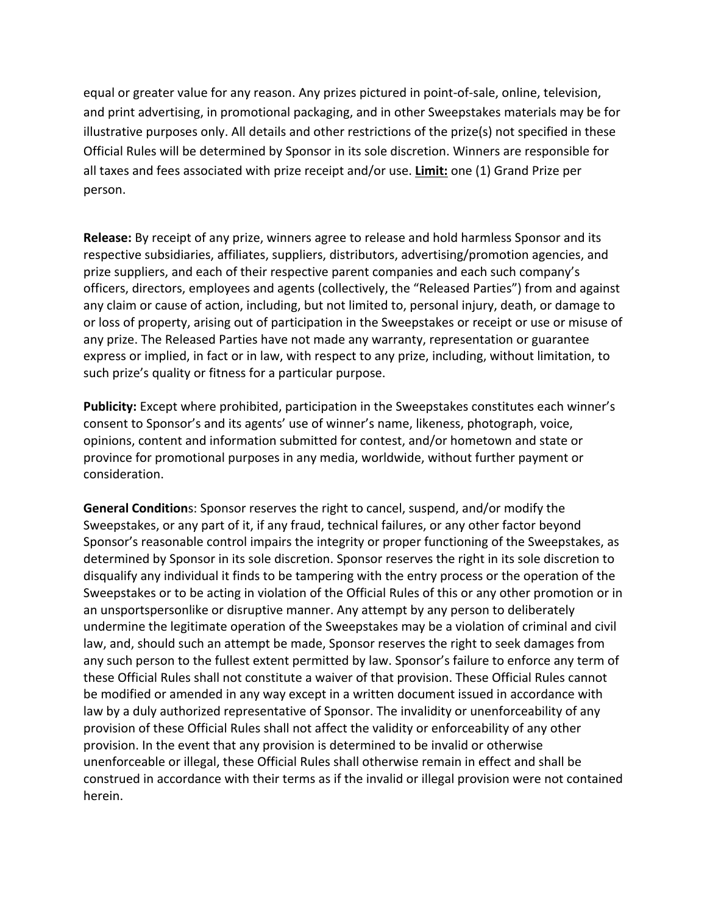equal or greater value for any reason. Any prizes pictured in point-of-sale, online, television, and print advertising, in promotional packaging, and in other Sweepstakes materials may be for illustrative purposes only. All details and other restrictions of the prize(s) not specified in these Official Rules will be determined by Sponsor in its sole discretion. Winners are responsible for all taxes and fees associated with prize receipt and/or use. **Limit:** one (1) Grand Prize per person.

**Release:** By receipt of any prize, winners agree to release and hold harmless Sponsor and its respective subsidiaries, affiliates, suppliers, distributors, advertising/promotion agencies, and prize suppliers, and each of their respective parent companies and each such company's officers, directors, employees and agents (collectively, the "Released Parties") from and against any claim or cause of action, including, but not limited to, personal injury, death, or damage to or loss of property, arising out of participation in the Sweepstakes or receipt or use or misuse of any prize. The Released Parties have not made any warranty, representation or guarantee express or implied, in fact or in law, with respect to any prize, including, without limitation, to such prize's quality or fitness for a particular purpose.

**Publicity:** Except where prohibited, participation in the Sweepstakes constitutes each winner's consent to Sponsor's and its agents' use of winner's name, likeness, photograph, voice, opinions, content and information submitted for contest, and/or hometown and state or province for promotional purposes in any media, worldwide, without further payment or consideration.

**General Condition**s: Sponsor reserves the right to cancel, suspend, and/or modify the Sweepstakes, or any part of it, if any fraud, technical failures, or any other factor beyond Sponsor's reasonable control impairs the integrity or proper functioning of the Sweepstakes, as determined by Sponsor in its sole discretion. Sponsor reserves the right in its sole discretion to disqualify any individual it finds to be tampering with the entry process or the operation of the Sweepstakes or to be acting in violation of the Official Rules of this or any other promotion or in an unsportspersonlike or disruptive manner. Any attempt by any person to deliberately undermine the legitimate operation of the Sweepstakes may be a violation of criminal and civil law, and, should such an attempt be made, Sponsor reserves the right to seek damages from any such person to the fullest extent permitted by law. Sponsor's failure to enforce any term of these Official Rules shall not constitute a waiver of that provision. These Official Rules cannot be modified or amended in any way except in a written document issued in accordance with law by a duly authorized representative of Sponsor. The invalidity or unenforceability of any provision of these Official Rules shall not affect the validity or enforceability of any other provision. In the event that any provision is determined to be invalid or otherwise unenforceable or illegal, these Official Rules shall otherwise remain in effect and shall be construed in accordance with their terms as if the invalid or illegal provision were not contained herein.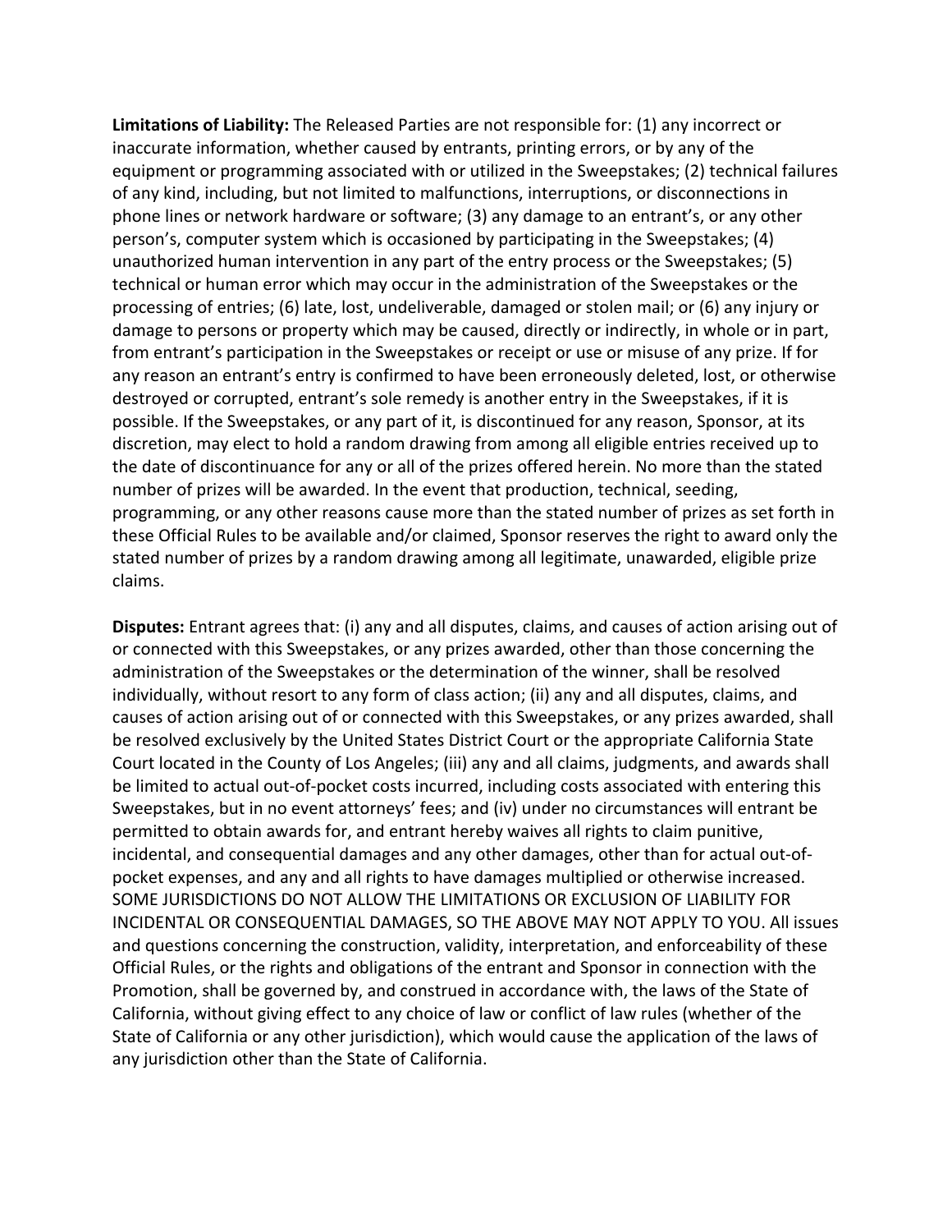**Limitations of Liability:** The Released Parties are not responsible for: (1) any incorrect or inaccurate information, whether caused by entrants, printing errors, or by any of the equipment or programming associated with or utilized in the Sweepstakes; (2) technical failures of any kind, including, but not limited to malfunctions, interruptions, or disconnections in phone lines or network hardware or software; (3) any damage to an entrant's, or any other person's, computer system which is occasioned by participating in the Sweepstakes; (4) unauthorized human intervention in any part of the entry process or the Sweepstakes; (5) technical or human error which may occur in the administration of the Sweepstakes or the processing of entries; (6) late, lost, undeliverable, damaged or stolen mail; or (6) any injury or damage to persons or property which may be caused, directly or indirectly, in whole or in part, from entrant's participation in the Sweepstakes or receipt or use or misuse of any prize. If for any reason an entrant's entry is confirmed to have been erroneously deleted, lost, or otherwise destroyed or corrupted, entrant's sole remedy is another entry in the Sweepstakes, if it is possible. If the Sweepstakes, or any part of it, is discontinued for any reason, Sponsor, at its discretion, may elect to hold a random drawing from among all eligible entries received up to the date of discontinuance for any or all of the prizes offered herein. No more than the stated number of prizes will be awarded. In the event that production, technical, seeding, programming, or any other reasons cause more than the stated number of prizes as set forth in these Official Rules to be available and/or claimed, Sponsor reserves the right to award only the stated number of prizes by a random drawing among all legitimate, unawarded, eligible prize claims.

**Disputes:** Entrant agrees that: (i) any and all disputes, claims, and causes of action arising out of or connected with this Sweepstakes, or any prizes awarded, other than those concerning the administration of the Sweepstakes or the determination of the winner, shall be resolved individually, without resort to any form of class action; (ii) any and all disputes, claims, and causes of action arising out of or connected with this Sweepstakes, or any prizes awarded, shall be resolved exclusively by the United States District Court or the appropriate California State Court located in the County of Los Angeles; (iii) any and all claims, judgments, and awards shall be limited to actual out-of-pocket costs incurred, including costs associated with entering this Sweepstakes, but in no event attorneys' fees; and (iv) under no circumstances will entrant be permitted to obtain awards for, and entrant hereby waives all rights to claim punitive, incidental, and consequential damages and any other damages, other than for actual out-of-pocket expenses, and any and all rights to have damages multiplied or otherwise increased. SOME JURISDICTIONS DO NOT ALLOW THE LIMITATIONS OR EXCLUSION OF LIABILITY FOR INCIDENTAL OR CONSEQUENTIAL DAMAGES, SO THE ABOVE MAY NOT APPLY TO YOU. All issues and questions concerning the construction, validity, interpretation, and enforceability of these Official Rules, or the rights and obligations of the entrant and Sponsor in connection with the Promotion, shall be governed by, and construed in accordance with, the laws of the State of California, without giving effect to any choice of law or conflict of law rules (whether of the State of California or any other jurisdiction), which would cause the application of the laws of any jurisdiction other than the State of California.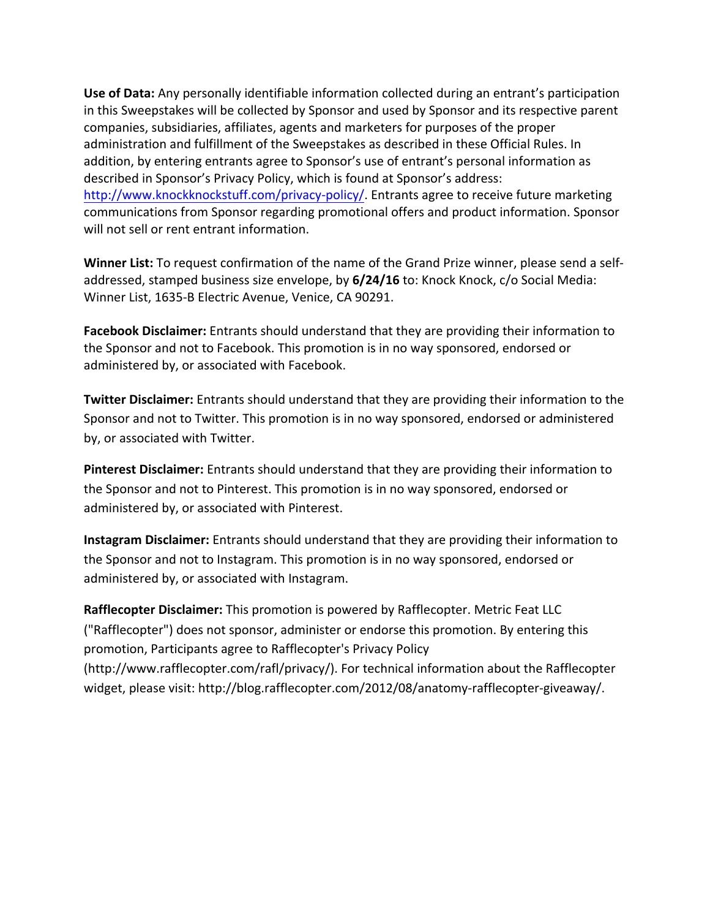**Use of Data:** Any personally identifiable information collected during an entrant's participation in this Sweepstakes will be collected by Sponsor and used by Sponsor and its respective parent companies, subsidiaries, affiliates, agents and marketers for purposes of the proper administration and fulfillment of the Sweepstakes as described in these Official Rules. In addition, by entering entrants agree to Sponsor's use of entrant's personal information as described in Sponsor's Privacy Policy, which is found at Sponsor's address: http://www.knockknockstuff.com/privacy-policy/. Entrants agree to receive future marketing communications from Sponsor regarding promotional offers and product information. Sponsor will not sell or rent entrant information.

**Winner List:** To request confirmation of the name of the Grand Prize winner, please send a self-addressed, stamped business size envelope, by **6/24/16** to: Knock Knock, c/o Social Media: Winner List, 1635-B Electric Avenue, Venice, CA 90291.

**Facebook Disclaimer:** Entrants should understand that they are providing their information to the Sponsor and not to Facebook. This promotion is in no way sponsored, endorsed or administered by, or associated with Facebook.

**Twitter Disclaimer:** Entrants should understand that they are providing their information to the Sponsor and not to Twitter. This promotion is in no way sponsored, endorsed or administered by, or associated with Twitter.

**Pinterest Disclaimer:** Entrants should understand that they are providing their information to the Sponsor and not to Pinterest. This promotion is in no way sponsored, endorsed or administered by, or associated with Pinterest.

**Instagram Disclaimer:** Entrants should understand that they are providing their information to the Sponsor and not to Instagram. This promotion is in no way sponsored, endorsed or administered by, or associated with Instagram.

**Rafflecopter Disclaimer:** This promotion is powered by Rafflecopter. Metric Feat LLC ("Rafflecopter") does not sponsor, administer or endorse this promotion. By entering this promotion, Participants agree to Rafflecopter's Privacy Policy (http://www.rafflecopter.com/rafl/privacy/). For technical information about the Rafflecopter widget, please visit: http://blog.rafflecopter.com/2012/08/anatomy-rafflecopter-giveaway/.